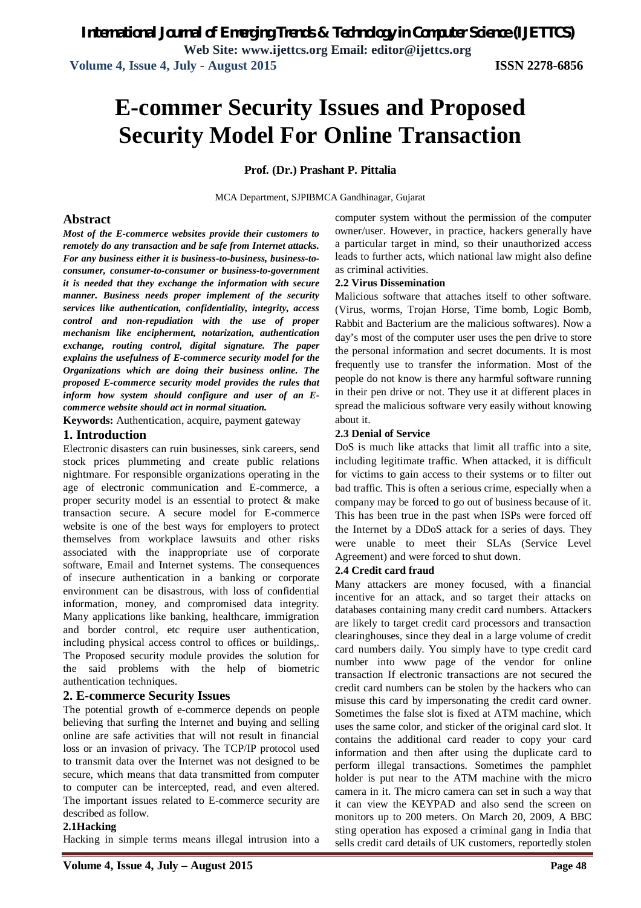# E-commer Security Issues and Proposed Security Model For Online Transaction

**Prof. (Dr.) Prashant P. Pittalia**

MCA Department, SJPIBMCA Gandhinagar, Gujarat

## Abstract

***Most of the E-commerce websites provide their customers to remotely do any transaction and be safe from Internet attacks. For any business either it is business-to-business, business-to-consumer, consumer-to-consumer or business-to-government it is needed that they exchange the information with secure manner. Business needs proper implement of the security services like authentication, confidentiality, integrity, access control and non-repudiation with the use of proper mechanism like encipherment, notarization, authentication exchange, routing control, digital signature. The paper explains the usefulness of E-commerce security model for the Organizations which are doing their business online. The proposed E-commerce security model provides the rules that inform how system should configure and user of an E-commerce website should act in normal situation.***

**Keywords:** Authentication, acquire, payment gateway

## 1. Introduction

Electronic disasters can ruin businesses, sink careers, send stock prices plummeting and create public relations nightmare. For responsible organizations operating in the age of electronic communication and E-commerce, a proper security model is an essential to protect & make transaction secure. A secure model for E-commerce website is one of the best ways for employers to protect themselves from workplace lawsuits and other risks associated with the inappropriate use of corporate software, Email and Internet systems. The consequences of insecure authentication in a banking or corporate environment can be disastrous, with loss of confidential information, money, and compromised data integrity. Many applications like banking, healthcare, immigration and border control, etc require user authentication, including physical access control to offices or buildings,. The Proposed security module provides the solution for the said problems with the help of biometric authentication techniques.

## 2. E-commerce Security Issues

The potential growth of e-commerce depends on people believing that surfing the Internet and buying and selling online are safe activities that will not result in financial loss or an invasion of privacy. The TCP/IP protocol used to transmit data over the Internet was not designed to be secure, which means that data transmitted from computer to computer can be intercepted, read, and even altered. The important issues related to E-commerce security are described as follow.

### 2.1Hacking

Hacking in simple terms means illegal intrusion into a computer system without the permission of the computer owner/user. However, in practice, hackers generally have a particular target in mind, so their unauthorized access leads to further acts, which national law might also define as criminal activities.

### 2.2 Virus Dissemination

Malicious software that attaches itself to other software. (Virus, worms, Trojan Horse, Time bomb, Logic Bomb, Rabbit and Bacterium are the malicious softwares). Now a day's most of the computer user uses the pen drive to store the personal information and secret documents. It is most frequently use to transfer the information. Most of the people do not know is there any harmful software running in their pen drive or not. They use it at different places in spread the malicious software very easily without knowing about it.

### 2.3 Denial of Service

DoS is much like attacks that limit all traffic into a site, including legitimate traffic. When attacked, it is difficult for victims to gain access to their systems or to filter out bad traffic. This is often a serious crime, especially when a company may be forced to go out of business because of it. This has been true in the past when ISPs were forced off the Internet by a DDoS attack for a series of days. They were unable to meet their SLAs (Service Level Agreement) and were forced to shut down.

### 2.4 Credit card fraud

Many attackers are money focused, with a financial incentive for an attack, and so target their attacks on databases containing many credit card numbers. Attackers are likely to target credit card processors and transaction clearinghouses, since they deal in a large volume of credit card numbers daily. You simply have to type credit card number into www page of the vendor for online transaction If electronic transactions are not secured the credit card numbers can be stolen by the hackers who can misuse this card by impersonating the credit card owner. Sometimes the false slot is fixed at ATM machine, which uses the same color, and sticker of the original card slot. It contains the additional card reader to copy your card information and then after using the duplicate card to perform illegal transactions. Sometimes the pamphlet holder is put near to the ATM machine with the micro camera in it. The micro camera can set in such a way that it can view the KEYPAD and also send the screen on monitors up to 200 meters. On March 20, 2009, A BBC sting operation has exposed a criminal gang in India that sells credit card details of UK customers, reportedly stolen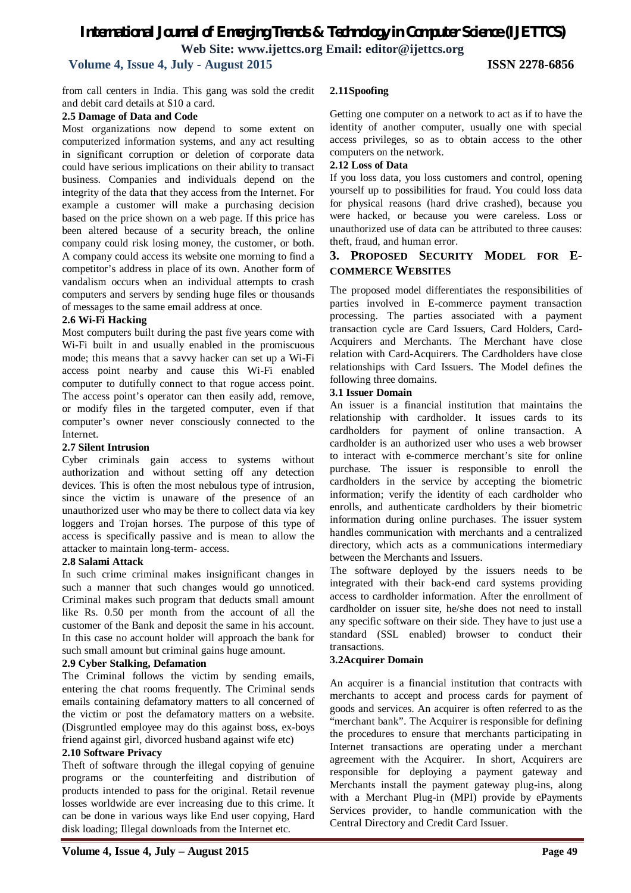from call centers in India. This gang was sold the credit and debit card details at $10 a card.

### 2.5 Damage of Data and Code

Most organizations now depend to some extent on computerized information systems, and any act resulting in significant corruption or deletion of corporate data could have serious implications on their ability to transact business. Companies and individuals depend on the integrity of the data that they access from the Internet. For example a customer will make a purchasing decision based on the price shown on a web page. If this price has been altered because of a security breach, the online company could risk losing money, the customer, or both. A company could access its website one morning to find a competitor's address in place of its own. Another form of vandalism occurs when an individual attempts to crash computers and servers by sending huge files or thousands of messages to the same email address at once.

### 2.6 Wi-Fi Hacking

Most computers built during the past five years come with Wi-Fi built in and usually enabled in the promiscuous mode; this means that a savvy hacker can set up a Wi-Fi access point nearby and cause this Wi-Fi enabled computer to dutifully connect to that rogue access point. The access point's operator can then easily add, remove, or modify files in the targeted computer, even if that computer's owner never consciously connected to the Internet.

### 2.7 Silent Intrusion

Cyber criminals gain access to systems without authorization and without setting off any detection devices. This is often the most nebulous type of intrusion, since the victim is unaware of the presence of an unauthorized user who may be there to collect data via key loggers and Trojan horses. The purpose of this type of access is specifically passive and is mean to allow the attacker to maintain long-term- access.

### 2.8 Salami Attack

In such crime criminal makes insignificant changes in such a manner that such changes would go unnoticed. Criminal makes such program that deducts small amount like Rs. 0.50 per month from the account of all the customer of the Bank and deposit the same in his account. In this case no account holder will approach the bank for such small amount but criminal gains huge amount.

### 2.9 Cyber Stalking, Defamation

The Criminal follows the victim by sending emails, entering the chat rooms frequently. The Criminal sends emails containing defamatory matters to all concerned of the victim or post the defamatory matters on a website. (Disgruntled employee may do this against boss, ex-boys friend against girl, divorced husband against wife etc)

### 2.10 Software Privacy

Theft of software through the illegal copying of genuine programs or the counterfeiting and distribution of products intended to pass for the original. Retail revenue losses worldwide are ever increasing due to this crime. It can be done in various ways like End user copying, Hard disk loading; Illegal downloads from the Internet etc.

### 2.11Spoofing

Getting one computer on a network to act as if to have the identity of another computer, usually one with special access privileges, so as to obtain access to the other computers on the network.

### 2.12 Loss of Data

If you loss data, you loss customers and control, opening yourself up to possibilities for fraud. You could loss data for physical reasons (hard drive crashed), because you were hacked, or because you were careless. Loss or unauthorized use of data can be attributed to three causes: theft, fraud, and human error.

## 3. Proposed Security Model for E-commerce Websites

The proposed model differentiates the responsibilities of parties involved in E-commerce payment transaction processing. The parties associated with a payment transaction cycle are Card Issuers, Card Holders, Card-Acquirers and Merchants. The Merchant have close relation with Card-Acquirers. The Cardholders have close relationships with Card Issuers. The Model defines the following three domains.

### 3.1 Issuer Domain

An issuer is a financial institution that maintains the relationship with cardholder. It issues cards to its cardholders for payment of online transaction. A cardholder is an authorized user who uses a web browser to interact with e-commerce merchant's site for online purchase. The issuer is responsible to enroll the cardholders in the service by accepting the biometric information; verify the identity of each cardholder who enrolls, and authenticate cardholders by their biometric information during online purchases. The issuer system handles communication with merchants and a centralized directory, which acts as a communications intermediary between the Merchants and Issuers.

The software deployed by the issuers needs to be integrated with their back-end card systems providing access to cardholder information. After the enrollment of cardholder on issuer site, he/she does not need to install any specific software on their side. They have to just use a standard (SSL enabled) browser to conduct their transactions.

### 3.2Acquirer Domain

An acquirer is a financial institution that contracts with merchants to accept and process cards for payment of goods and services. An acquirer is often referred to as the "merchant bank". The Acquirer is responsible for defining the procedures to ensure that merchants participating in Internet transactions are operating under a merchant agreement with the Acquirer. In short, Acquirers are responsible for deploying a payment gateway and Merchants install the payment gateway plug-ins, along with a Merchant Plug-in (MPI) provide by ePayments Services provider, to handle communication with the Central Directory and Credit Card Issuer.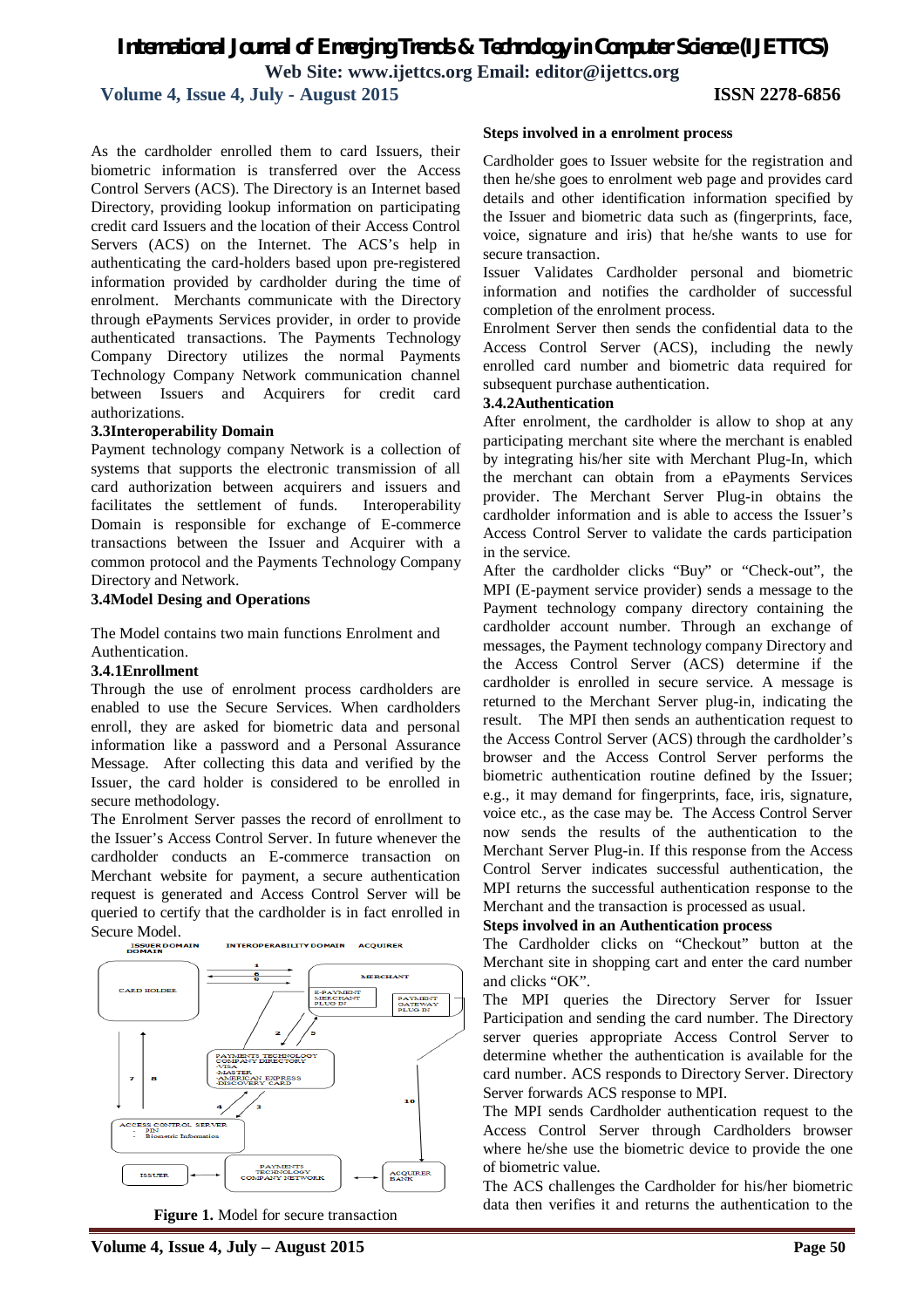As the cardholder enrolled them to card Issuers, their biometric information is transferred over the Access Control Servers (ACS). The Directory is an Internet based Directory, providing lookup information on participating credit card Issuers and the location of their Access Control Servers (ACS) on the Internet. The ACS's help in authenticating the card-holders based upon pre-registered information provided by cardholder during the time of enrolment. Merchants communicate with the Directory through ePayments Services provider, in order to provide authenticated transactions. The Payments Technology Company Directory utilizes the normal Payments Technology Company Network communication channel between Issuers and Acquirers for credit card authorizations.

**3.3Interoperability Domain**

Payment technology company Network is a collection of systems that supports the electronic transmission of all card authorization between acquirers and issuers and facilitates the settlement of funds. Interoperability Domain is responsible for exchange of E-commerce transactions between the Issuer and Acquirer with a common protocol and the Payments Technology Company Directory and Network.

**3.4Model Desing and Operations**

The Model contains two main functions Enrolment and Authentication.

**3.4.1Enrollment**

Through the use of enrolment process cardholders are enabled to use the Secure Services. When cardholders enroll, they are asked for biometric data and personal information like a password and a Personal Assurance Message. After collecting this data and verified by the Issuer, the card holder is considered to be enrolled in secure methodology.

The Enrolment Server passes the record of enrollment to the Issuer's Access Control Server. In future whenever the cardholder conducts an E-commerce transaction on Merchant website for payment, a secure authentication request is generated and Access Control Server will be queried to certify that the cardholder is in fact enrolled in Secure Model.

**Figure 1.** Model for secure transaction

**Steps involved in a enrolment process**

Cardholder goes to Issuer website for the registration and then he/she goes to enrolment web page and provides card details and other identification information specified by the Issuer and biometric data such as (fingerprints, face, voice, signature and iris) that he/she wants to use for secure transaction.

Issuer Validates Cardholder personal and biometric information and notifies the cardholder of successful completion of the enrolment process.

Enrolment Server then sends the confidential data to the Access Control Server (ACS), including the newly enrolled card number and biometric data required for subsequent purchase authentication.

**3.4.2Authentication**

After enrolment, the cardholder is allow to shop at any participating merchant site where the merchant is enabled by integrating his/her site with Merchant Plug-In, which the merchant can obtain from a ePayments Services provider. The Merchant Server Plug-in obtains the cardholder information and is able to access the Issuer's Access Control Server to validate the cards participation in the service.

After the cardholder clicks "Buy" or "Check-out", the MPI (E-payment service provider) sends a message to the Payment technology company directory containing the cardholder account number. Through an exchange of messages, the Payment technology company Directory and the Access Control Server (ACS) determine if the cardholder is enrolled in secure service. A message is returned to the Merchant Server plug-in, indicating the result. The MPI then sends an authentication request to the Access Control Server (ACS) through the cardholder's browser and the Access Control Server performs the biometric authentication routine defined by the Issuer; e.g., it may demand for fingerprints, face, iris, signature, voice etc., as the case may be. The Access Control Server now sends the results of the authentication to the Merchant Server Plug-in. If this response from the Access Control Server indicates successful authentication, the MPI returns the successful authentication response to the Merchant and the transaction is processed as usual.

**Steps involved in an Authentication process**

The Cardholder clicks on "Checkout" button at the Merchant site in shopping cart and enter the card number and clicks "OK".

The MPI queries the Directory Server for Issuer Participation and sending the card number. The Directory server queries appropriate Access Control Server to determine whether the authentication is available for the card number. ACS responds to Directory Server. Directory Server forwards ACS response to MPI.

The MPI sends Cardholder authentication request to the Access Control Server through Cardholders browser where he/she use the biometric device to provide the one of biometric value.

The ACS challenges the Cardholder for his/her biometric data then verifies it and returns the authentication to the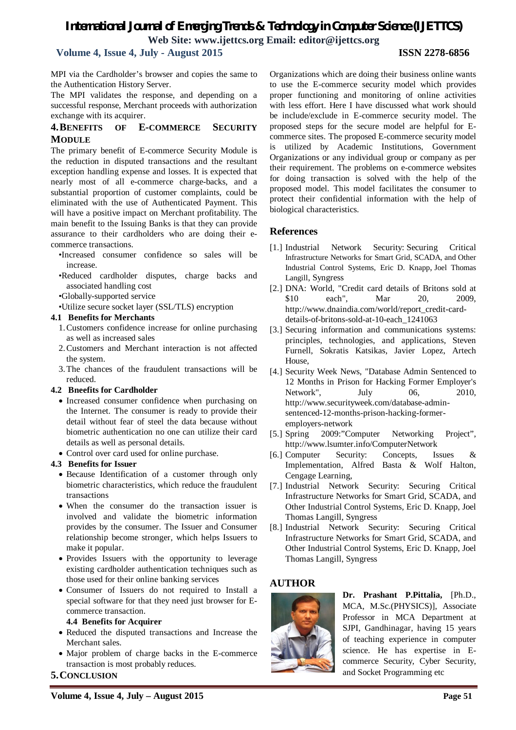MPI via the Cardholder's browser and copies the same to the Authentication History Server.

The MPI validates the response, and depending on a successful response, Merchant proceeds with authorization exchange with its acquirer.

## 4. BENEFITS OF E-COMMERCE SECURITY MODULE

The primary benefit of E-commerce Security Module is the reduction in disputed transactions and the resultant exception handling expense and losses. It is expected that nearly most of all e-commerce charge-backs, and a substantial proportion of customer complaints, could be eliminated with the use of Authenticated Payment. This will have a positive impact on Merchant profitability. The main benefit to the Issuing Banks is that they can provide assurance to their cardholders who are doing their e-commerce transactions.

- •Increased consumer confidence so sales will be increase.
- •Reduced cardholder disputes, charge backs and associated handling cost
- •Globally-supported service
- •Utilize secure socket layer (SSL/TLS) encryption

### 4.1 Benefits for Merchants

1. Customers confidence increase for online purchasing as well as increased sales
2. Customers and Merchant interaction is not affected the system.
3. The chances of the fraudulent transactions will be reduced.

### 4.2 Bneefits for Cardholder

- Increased consumer confidence when purchasing on the Internet. The consumer is ready to provide their detail without fear of steel the data because without biometric authentication no one can utilize their card details as well as personal details.
- Control over card used for online purchase.

### 4.3 Benefits for Issuer

- Because Identification of a customer through only biometric characteristics, which reduce the fraudulent transactions
- When the consumer do the transaction issuer is involved and validate the biometric information provides by the consumer. The Issuer and Consumer relationship become stronger, which helps Issuers to make it popular.
- Provides Issuers with the opportunity to leverage existing cardholder authentication techniques such as those used for their online banking services
- Consumer of Issuers do not required to Install a special software for that they need just browser for E-commerce transaction.

### 4.4 Benefits for Acquirer

- Reduced the disputed transactions and Increase the Merchant sales.
- Major problem of charge backs in the E-commerce transaction is most probably reduces.

## 5. CONCLUSION

Organizations which are doing their business online wants to use the E-commerce security model which provides proper functioning and monitoring of online activities with less effort. Here I have discussed what work should be include/exclude in E-commerce security model. The proposed steps for the secure model are helpful for E-commerce sites. The proposed E-commerce security model is utilized by Academic Institutions, Government Organizations or any individual group or company as per their requirement. The problems on e-commerce websites for doing transaction is solved with the help of the proposed model. This model facilitates the consumer to protect their confidential information with the help of biological characteristics.

## References

[1.] Industrial Network Security: Securing Critical Infrastructure Networks for Smart Grid, SCADA, and Other Industrial Control Systems, Eric D. Knapp, Joel Thomas Langill, Syngress

[2.] DNA: World, "Credit card details of Britons sold at $10 each", Mar 20, 2009, http://www.dnaindia.com/world/report_credit-card-details-of-britons-sold-at-10-each_1241063

[3.] Securing information and communications systems: principles, technologies, and applications, Steven Furnell, Sokratis Katsikas, Javier Lopez, Artech House,

[4.] Security Week News, "Database Admin Sentenced to 12 Months in Prison for Hacking Former Employer's Network", July 06, 2010, http://www.securityweek.com/database-admin-sentenced-12-months-prison-hacking-former-employers-network

[5.] Spring 2009:"Computer Networking Project", http://www.lsumter.info/ComputerNetwork

[6.] Computer Security: Concepts, Issues & Implementation, Alfred Basta & Wolf Halton, Cengage Learning,

[7.] Industrial Network Security: Securing Critical Infrastructure Networks for Smart Grid, SCADA, and Other Industrial Control Systems, Eric D. Knapp, Joel Thomas Langill, Syngress

[8.] Industrial Network Security: Securing Critical Infrastructure Networks for Smart Grid, SCADA, and Other Industrial Control Systems, Eric D. Knapp, Joel Thomas Langill, Syngress

## AUTHOR

**Dr. Prashant P.Pittalia,** [Ph.D., MCA, M.Sc.(PHYSICS)], Associate Professor in MCA Department at SJPI, Gandhinagar, having 15 years of teaching experience in computer science. He has expertise in E-commerce Security, Cyber Security, and Socket Programming etc